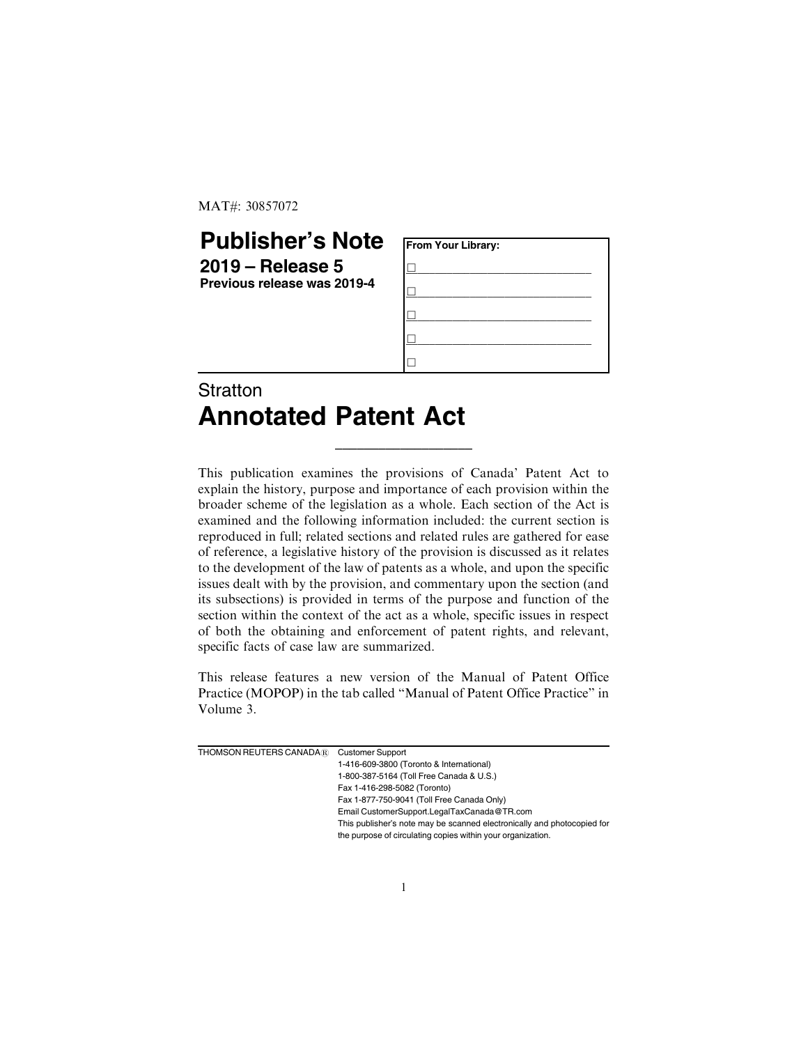MAT#: 30857072

# Publisher's Note

**2019 – Release 5**

**Previous release was 2019-4**

| From Your Library: |
|---|
| ☐ |
| ☐ |
| ☐ |
| ☐ |
| ☐ |

Stratton

# Annotated Patent Act

This publication examines the provisions of Canada' Patent Act to explain the history, purpose and importance of each provision within the broader scheme of the legislation as a whole. Each section of the Act is examined and the following information included: the current section is reproduced in full; related sections and related rules are gathered for ease of reference, a legislative history of the provision is discussed as it relates to the development of the law of patents as a whole, and upon the specific issues dealt with by the provision, and commentary upon the section (and its subsections) is provided in terms of the purpose and function of the section within the context of the act as a whole, specific issues in respect of both the obtaining and enforcement of patent rights, and relevant, specific facts of case law are summarized.

This release features a new version of the Manual of Patent Office Practice (MOPOP) in the tab called "Manual of Patent Office Practice" in Volume 3.

THOMSON REUTERS CANADA®

Customer Support
1-416-609-3800 (Toronto & International)
1-800-387-5164 (Toll Free Canada & U.S.)
Fax 1-416-298-5082 (Toronto)
Fax 1-877-750-9041 (Toll Free Canada Only)
Email CustomerSupport.LegalTaxCanada@TR.com
This publisher's note may be scanned electronically and photocopied for the purpose of circulating copies within your organization.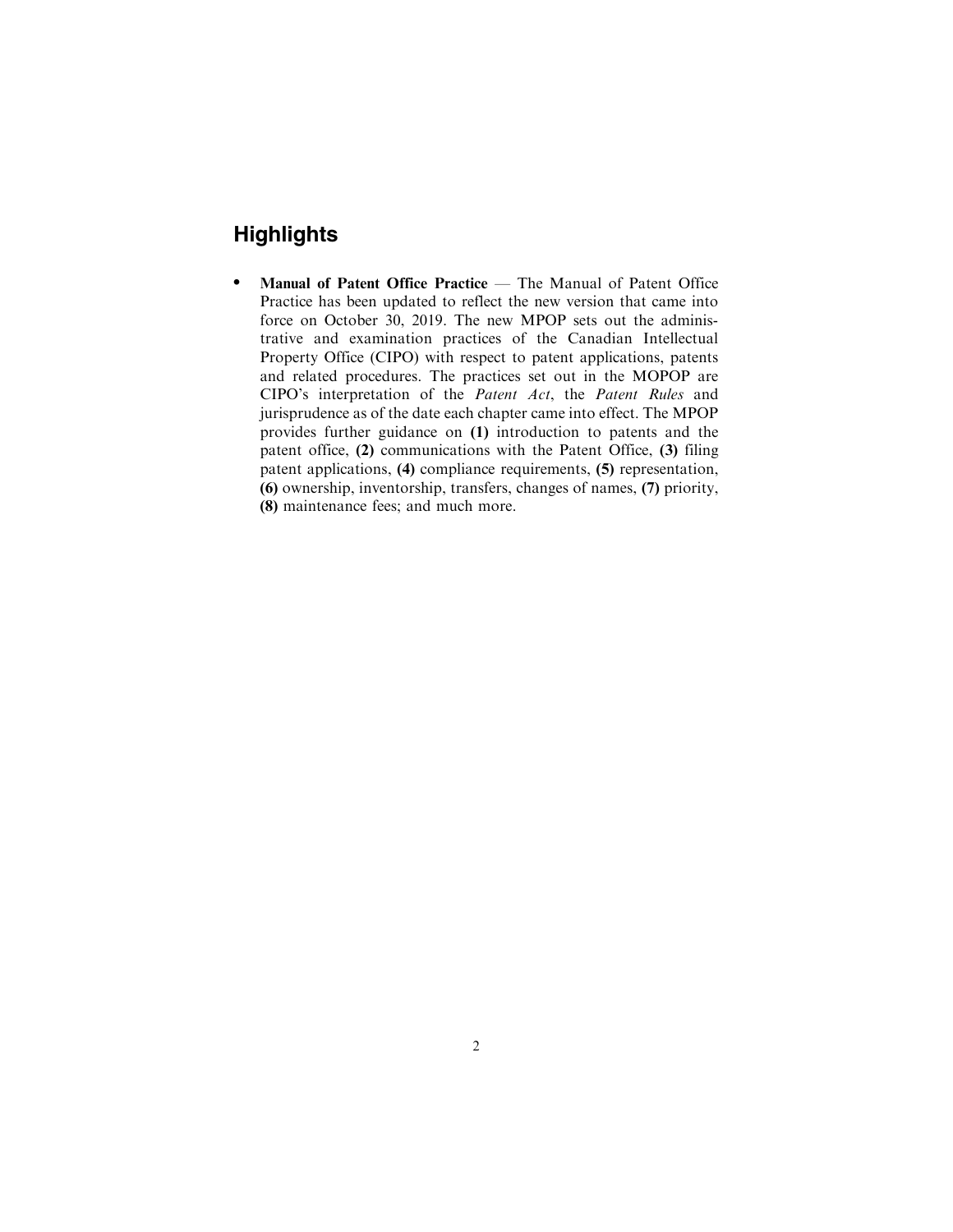## Highlights

- **Manual of Patent Office Practice** — The Manual of Patent Office Practice has been updated to reflect the new version that came into force on October 30, 2019. The new MPOP sets out the administrative and examination practices of the Canadian Intellectual Property Office (CIPO) with respect to patent applications, patents and related procedures. The practices set out in the MOPOP are CIPO's interpretation of the *Patent Act*, the *Patent Rules* and jurisprudence as of the date each chapter came into effect. The MPOP provides further guidance on **(1)** introduction to patents and the patent office, **(2)** communications with the Patent Office, **(3)** filing patent applications, **(4)** compliance requirements, **(5)** representation, **(6)** ownership, inventorship, transfers, changes of names, **(7)** priority, **(8)** maintenance fees; and much more.